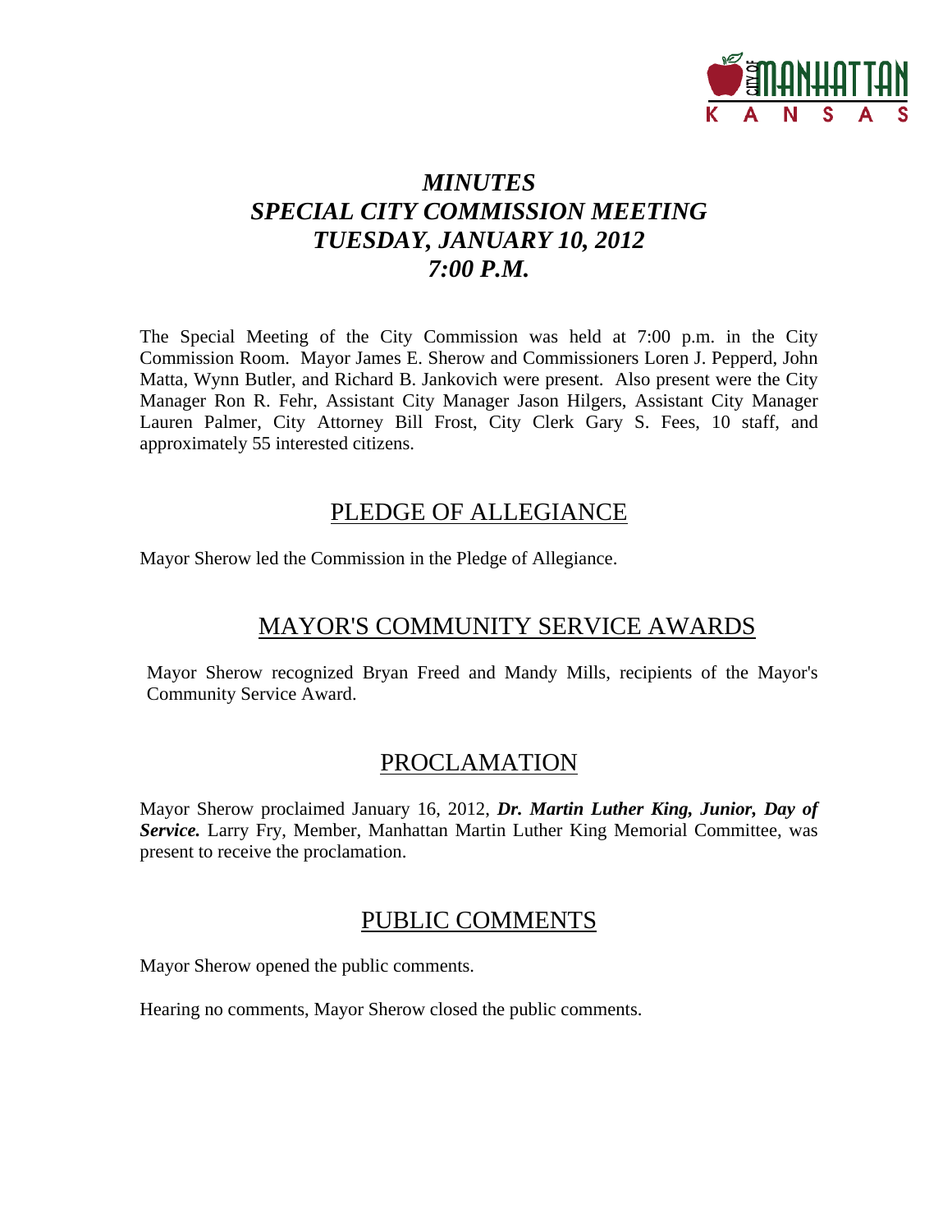# *MINUTES*
# *SPECIAL CITY COMMISSION MEETING*
# *TUESDAY, JANUARY 10, 2012*
# *7:00 P.M.*

The Special Meeting of the City Commission was held at 7:00 p.m. in the City Commission Room. Mayor James E. Sherow and Commissioners Loren J. Pepperd, John Matta, Wynn Butler, and Richard B. Jankovich were present. Also present were the City Manager Ron R. Fehr, Assistant City Manager Jason Hilgers, Assistant City Manager Lauren Palmer, City Attorney Bill Frost, City Clerk Gary S. Fees, 10 staff, and approximately 55 interested citizens.

## PLEDGE OF ALLEGIANCE

Mayor Sherow led the Commission in the Pledge of Allegiance.

## MAYOR'S COMMUNITY SERVICE AWARDS

Mayor Sherow recognized Bryan Freed and Mandy Mills, recipients of the Mayor's Community Service Award.

## PROCLAMATION

Mayor Sherow proclaimed January 16, 2012, ***Dr. Martin Luther King, Junior, Day of Service.*** Larry Fry, Member, Manhattan Martin Luther King Memorial Committee, was present to receive the proclamation.

## PUBLIC COMMENTS

Mayor Sherow opened the public comments.

Hearing no comments, Mayor Sherow closed the public comments.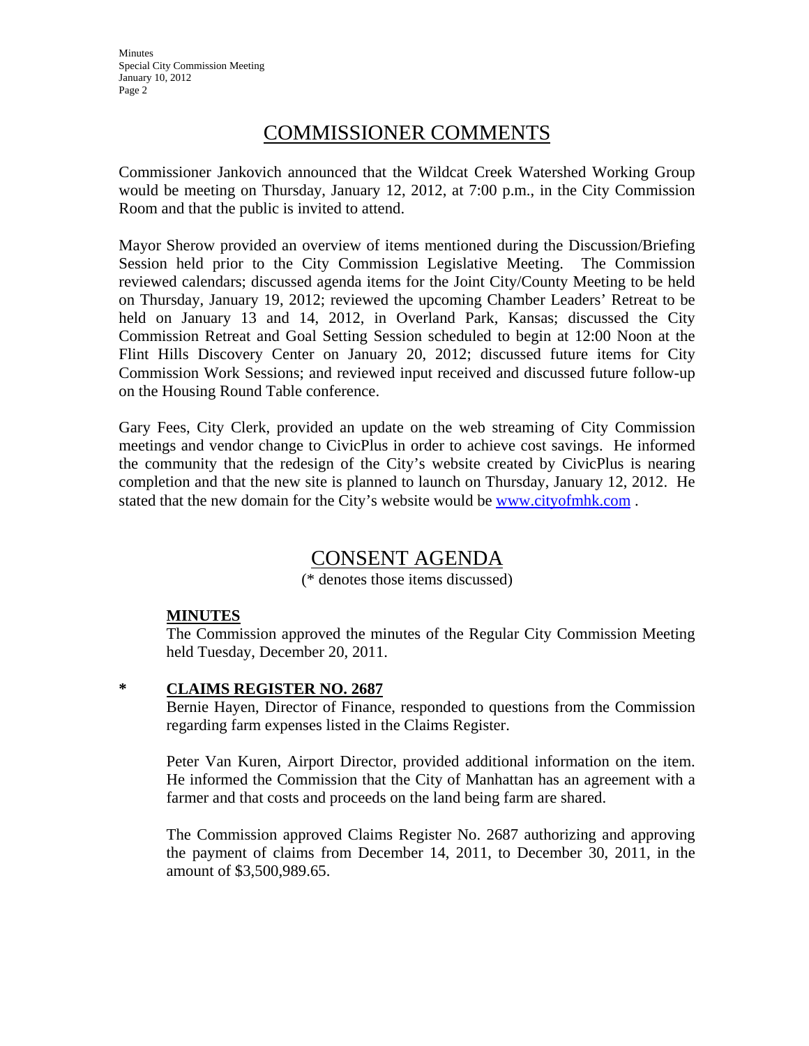## COMMISSIONER COMMENTS

Commissioner Jankovich announced that the Wildcat Creek Watershed Working Group would be meeting on Thursday, January 12, 2012, at 7:00 p.m., in the City Commission Room and that the public is invited to attend.

Mayor Sherow provided an overview of items mentioned during the Discussion/Briefing Session held prior to the City Commission Legislative Meeting. The Commission reviewed calendars; discussed agenda items for the Joint City/County Meeting to be held on Thursday, January 19, 2012; reviewed the upcoming Chamber Leaders' Retreat to be held on January 13 and 14, 2012, in Overland Park, Kansas; discussed the City Commission Retreat and Goal Setting Session scheduled to begin at 12:00 Noon at the Flint Hills Discovery Center on January 20, 2012; discussed future items for City Commission Work Sessions; and reviewed input received and discussed future follow-up on the Housing Round Table conference.

Gary Fees, City Clerk, provided an update on the web streaming of City Commission meetings and vendor change to CivicPlus in order to achieve cost savings. He informed the community that the redesign of the City's website created by CivicPlus is nearing completion and that the new site is planned to launch on Thursday, January 12, 2012. He stated that the new domain for the City's website would be [www.cityofmhk.com](http://www.cityofmhk.com) .

## CONSENT AGENDA

(* denotes those items discussed)

**MINUTES**

The Commission approved the minutes of the Regular City Commission Meeting held Tuesday, December 20, 2011.

\* **CLAIMS REGISTER NO. 2687**

Bernie Hayen, Director of Finance, responded to questions from the Commission regarding farm expenses listed in the Claims Register.

Peter Van Kuren, Airport Director, provided additional information on the item. He informed the Commission that the City of Manhattan has an agreement with a farmer and that costs and proceeds on the land being farm are shared.

The Commission approved Claims Register No. 2687 authorizing and approving the payment of claims from December 14, 2011, to December 30, 2011, in the amount of $3,500,989.65.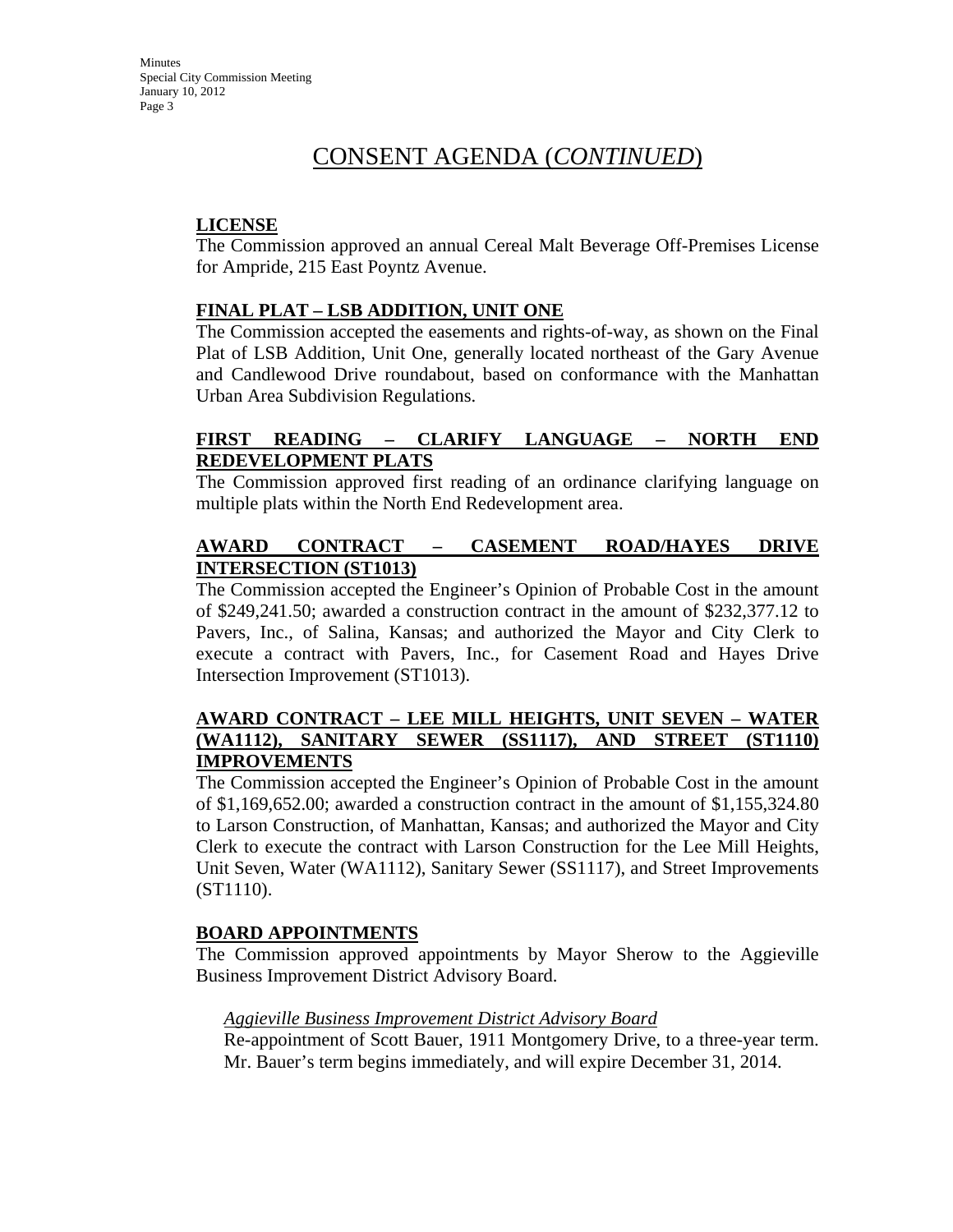# CONSENT AGENDA (*CONTINUED*)

**LICENSE**

The Commission approved an annual Cereal Malt Beverage Off-Premises License for Ampride, 215 East Poyntz Avenue.

**FINAL PLAT – LSB ADDITION, UNIT ONE**

The Commission accepted the easements and rights-of-way, as shown on the Final Plat of LSB Addition, Unit One, generally located northeast of the Gary Avenue and Candlewood Drive roundabout, based on conformance with the Manhattan Urban Area Subdivision Regulations.

**FIRST READING – CLARIFY LANGUAGE – NORTH END REDEVELOPMENT PLATS**

The Commission approved first reading of an ordinance clarifying language on multiple plats within the North End Redevelopment area.

**AWARD CONTRACT – CASEMENT ROAD/HAYES DRIVE INTERSECTION (ST1013)**

The Commission accepted the Engineer's Opinion of Probable Cost in the amount of $249,241.50; awarded a construction contract in the amount of $232,377.12 to Pavers, Inc., of Salina, Kansas; and authorized the Mayor and City Clerk to execute a contract with Pavers, Inc., for Casement Road and Hayes Drive Intersection Improvement (ST1013).

**AWARD CONTRACT – LEE MILL HEIGHTS, UNIT SEVEN – WATER (WA1112), SANITARY SEWER (SS1117), AND STREET (ST1110) IMPROVEMENTS**

The Commission accepted the Engineer's Opinion of Probable Cost in the amount of $1,169,652.00; awarded a construction contract in the amount of $1,155,324.80 to Larson Construction, of Manhattan, Kansas; and authorized the Mayor and City Clerk to execute the contract with Larson Construction for the Lee Mill Heights, Unit Seven, Water (WA1112), Sanitary Sewer (SS1117), and Street Improvements (ST1110).

**BOARD APPOINTMENTS**

The Commission approved appointments by Mayor Sherow to the Aggieville Business Improvement District Advisory Board.

*Aggieville Business Improvement District Advisory Board*

Re-appointment of Scott Bauer, 1911 Montgomery Drive, to a three-year term. Mr. Bauer's term begins immediately, and will expire December 31, 2014.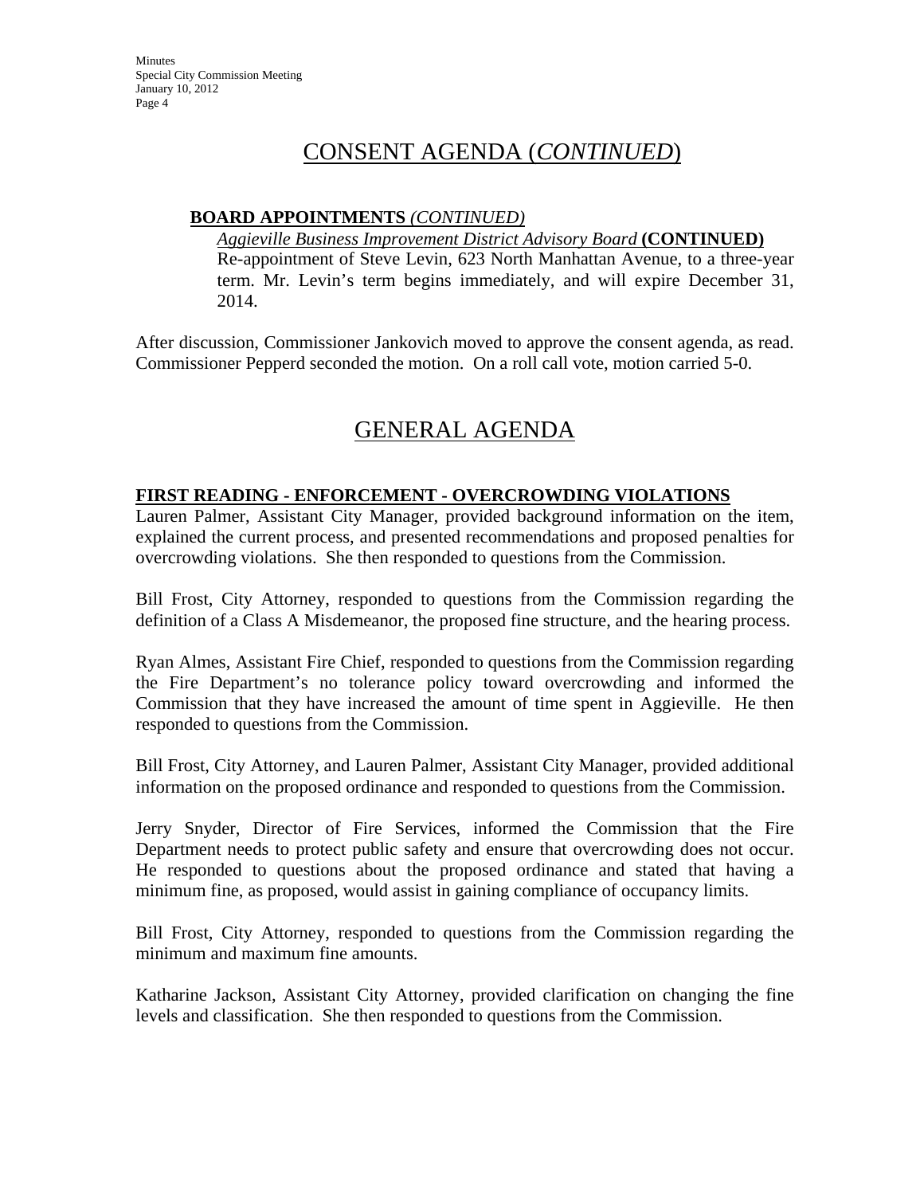# CONSENT AGENDA (*CONTINUED*)

**BOARD APPOINTMENTS** *(CONTINUED)*

*Aggieville Business Improvement District Advisory Board* **(CONTINUED)**

Re-appointment of Steve Levin, 623 North Manhattan Avenue, to a three-year term. Mr. Levin's term begins immediately, and will expire December 31, 2014.

After discussion, Commissioner Jankovich moved to approve the consent agenda, as read. Commissioner Pepperd seconded the motion. On a roll call vote, motion carried 5-0.

# GENERAL AGENDA

**FIRST READING - ENFORCEMENT - OVERCROWDING VIOLATIONS**

Lauren Palmer, Assistant City Manager, provided background information on the item, explained the current process, and presented recommendations and proposed penalties for overcrowding violations. She then responded to questions from the Commission.

Bill Frost, City Attorney, responded to questions from the Commission regarding the definition of a Class A Misdemeanor, the proposed fine structure, and the hearing process.

Ryan Almes, Assistant Fire Chief, responded to questions from the Commission regarding the Fire Department's no tolerance policy toward overcrowding and informed the Commission that they have increased the amount of time spent in Aggieville. He then responded to questions from the Commission.

Bill Frost, City Attorney, and Lauren Palmer, Assistant City Manager, provided additional information on the proposed ordinance and responded to questions from the Commission.

Jerry Snyder, Director of Fire Services, informed the Commission that the Fire Department needs to protect public safety and ensure that overcrowding does not occur. He responded to questions about the proposed ordinance and stated that having a minimum fine, as proposed, would assist in gaining compliance of occupancy limits.

Bill Frost, City Attorney, responded to questions from the Commission regarding the minimum and maximum fine amounts.

Katharine Jackson, Assistant City Attorney, provided clarification on changing the fine levels and classification. She then responded to questions from the Commission.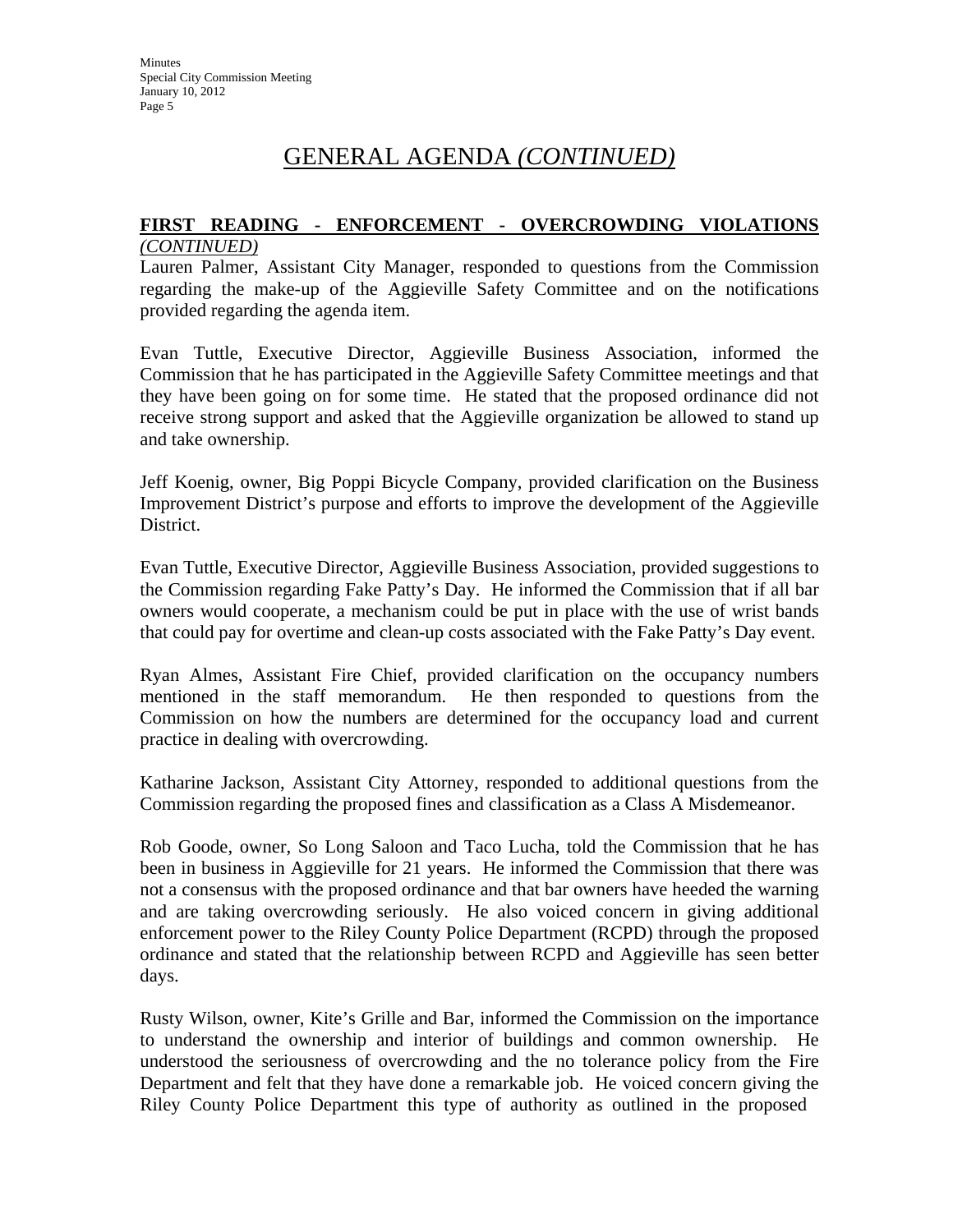# GENERAL AGENDA *(CONTINUED)*

**FIRST READING - ENFORCEMENT - OVERCROWDING VIOLATIONS** *(CONTINUED)*

Lauren Palmer, Assistant City Manager, responded to questions from the Commission regarding the make-up of the Aggieville Safety Committee and on the notifications provided regarding the agenda item.

Evan Tuttle, Executive Director, Aggieville Business Association, informed the Commission that he has participated in the Aggieville Safety Committee meetings and that they have been going on for some time. He stated that the proposed ordinance did not receive strong support and asked that the Aggieville organization be allowed to stand up and take ownership.

Jeff Koenig, owner, Big Poppi Bicycle Company, provided clarification on the Business Improvement District's purpose and efforts to improve the development of the Aggieville District.

Evan Tuttle, Executive Director, Aggieville Business Association, provided suggestions to the Commission regarding Fake Patty's Day. He informed the Commission that if all bar owners would cooperate, a mechanism could be put in place with the use of wrist bands that could pay for overtime and clean-up costs associated with the Fake Patty's Day event.

Ryan Almes, Assistant Fire Chief, provided clarification on the occupancy numbers mentioned in the staff memorandum. He then responded to questions from the Commission on how the numbers are determined for the occupancy load and current practice in dealing with overcrowding.

Katharine Jackson, Assistant City Attorney, responded to additional questions from the Commission regarding the proposed fines and classification as a Class A Misdemeanor.

Rob Goode, owner, So Long Saloon and Taco Lucha, told the Commission that he has been in business in Aggieville for 21 years. He informed the Commission that there was not a consensus with the proposed ordinance and that bar owners have heeded the warning and are taking overcrowding seriously. He also voiced concern in giving additional enforcement power to the Riley County Police Department (RCPD) through the proposed ordinance and stated that the relationship between RCPD and Aggieville has seen better days.

Rusty Wilson, owner, Kite's Grille and Bar, informed the Commission on the importance to understand the ownership and interior of buildings and common ownership. He understood the seriousness of overcrowding and the no tolerance policy from the Fire Department and felt that they have done a remarkable job. He voiced concern giving the Riley County Police Department this type of authority as outlined in the proposed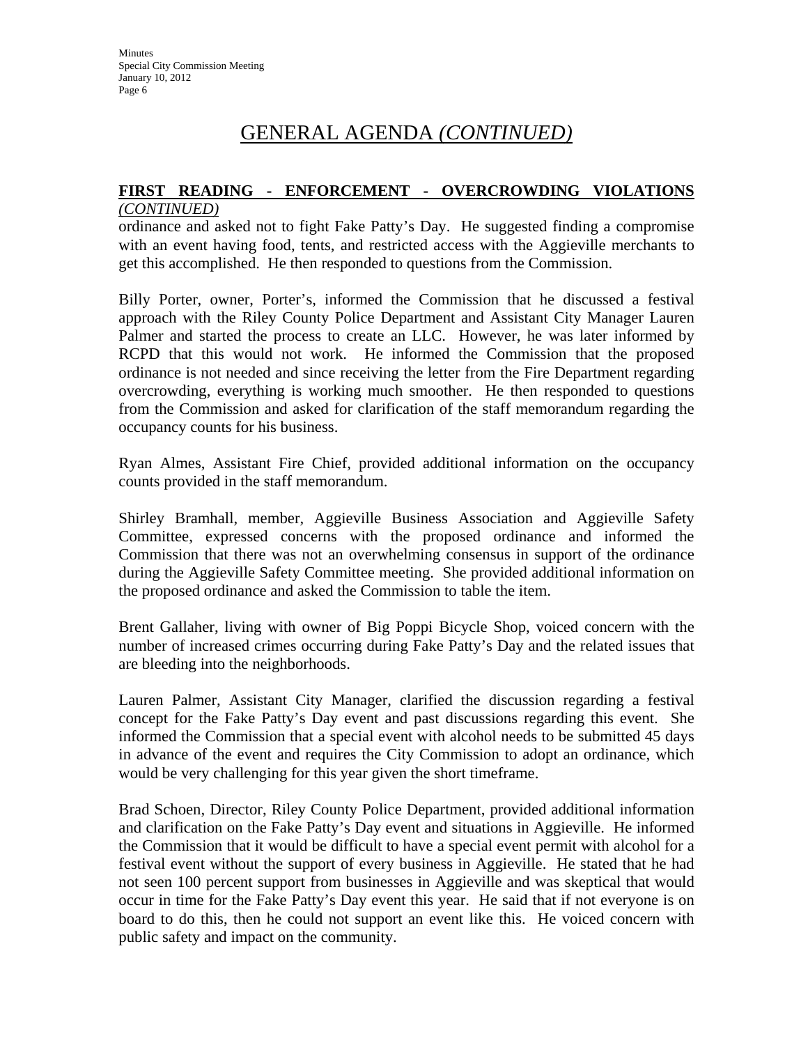# GENERAL AGENDA *(CONTINUED)*

**FIRST READING - ENFORCEMENT - OVERCROWDING VIOLATIONS** *(CONTINUED)*

ordinance and asked not to fight Fake Patty's Day. He suggested finding a compromise with an event having food, tents, and restricted access with the Aggieville merchants to get this accomplished. He then responded to questions from the Commission.

Billy Porter, owner, Porter's, informed the Commission that he discussed a festival approach with the Riley County Police Department and Assistant City Manager Lauren Palmer and started the process to create an LLC. However, he was later informed by RCPD that this would not work. He informed the Commission that the proposed ordinance is not needed and since receiving the letter from the Fire Department regarding overcrowding, everything is working much smoother. He then responded to questions from the Commission and asked for clarification of the staff memorandum regarding the occupancy counts for his business.

Ryan Almes, Assistant Fire Chief, provided additional information on the occupancy counts provided in the staff memorandum.

Shirley Bramhall, member, Aggieville Business Association and Aggieville Safety Committee, expressed concerns with the proposed ordinance and informed the Commission that there was not an overwhelming consensus in support of the ordinance during the Aggieville Safety Committee meeting. She provided additional information on the proposed ordinance and asked the Commission to table the item.

Brent Gallaher, living with owner of Big Poppi Bicycle Shop, voiced concern with the number of increased crimes occurring during Fake Patty's Day and the related issues that are bleeding into the neighborhoods.

Lauren Palmer, Assistant City Manager, clarified the discussion regarding a festival concept for the Fake Patty's Day event and past discussions regarding this event. She informed the Commission that a special event with alcohol needs to be submitted 45 days in advance of the event and requires the City Commission to adopt an ordinance, which would be very challenging for this year given the short timeframe.

Brad Schoen, Director, Riley County Police Department, provided additional information and clarification on the Fake Patty's Day event and situations in Aggieville. He informed the Commission that it would be difficult to have a special event permit with alcohol for a festival event without the support of every business in Aggieville. He stated that he had not seen 100 percent support from businesses in Aggieville and was skeptical that would occur in time for the Fake Patty's Day event this year. He said that if not everyone is on board to do this, then he could not support an event like this. He voiced concern with public safety and impact on the community.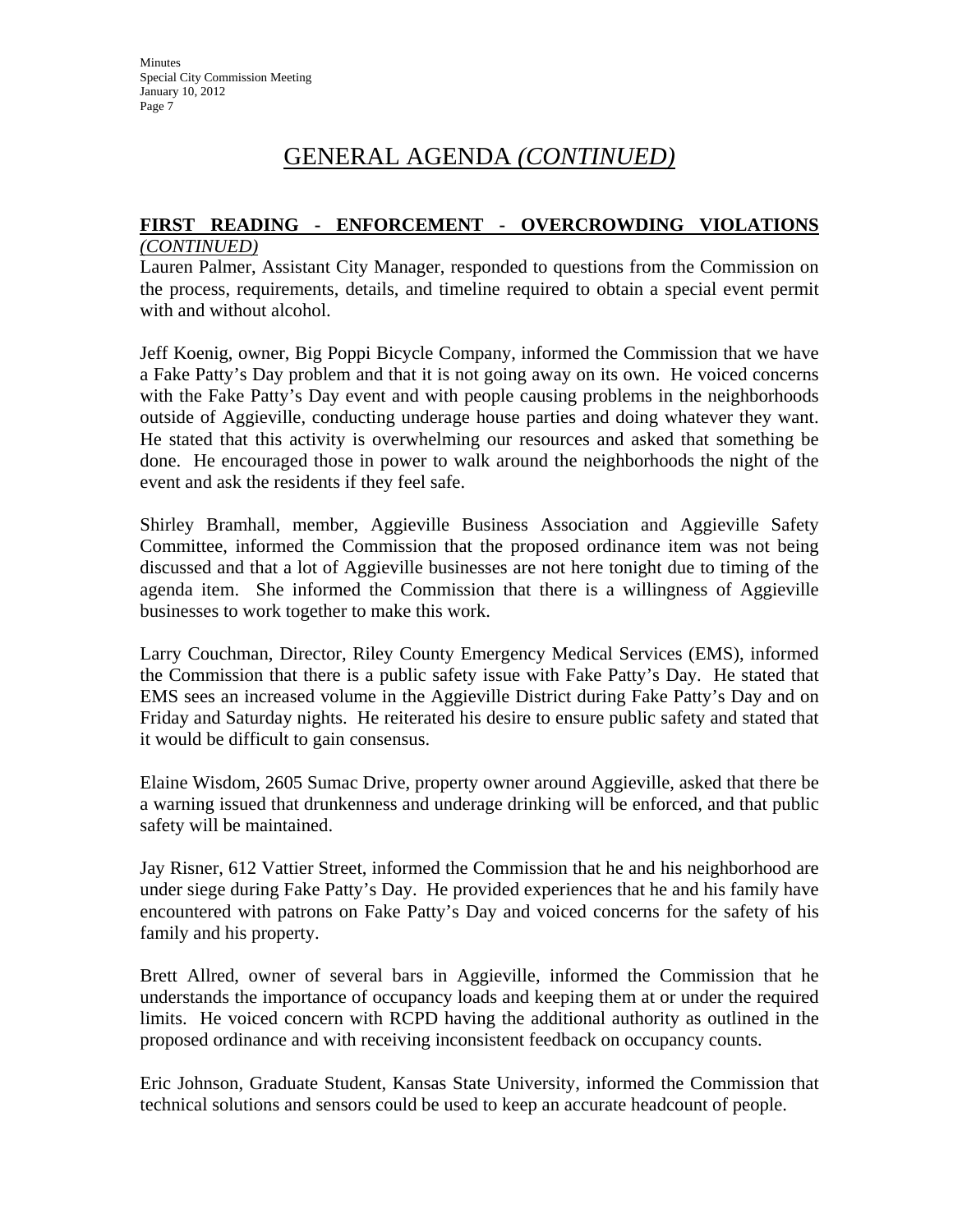# GENERAL AGENDA *(CONTINUED)*

**FIRST READING - ENFORCEMENT - OVERCROWDING VIOLATIONS** ***(CONTINUED)***

Lauren Palmer, Assistant City Manager, responded to questions from the Commission on the process, requirements, details, and timeline required to obtain a special event permit with and without alcohol.

Jeff Koenig, owner, Big Poppi Bicycle Company, informed the Commission that we have a Fake Patty's Day problem and that it is not going away on its own. He voiced concerns with the Fake Patty's Day event and with people causing problems in the neighborhoods outside of Aggieville, conducting underage house parties and doing whatever they want. He stated that this activity is overwhelming our resources and asked that something be done. He encouraged those in power to walk around the neighborhoods the night of the event and ask the residents if they feel safe.

Shirley Bramhall, member, Aggieville Business Association and Aggieville Safety Committee, informed the Commission that the proposed ordinance item was not being discussed and that a lot of Aggieville businesses are not here tonight due to timing of the agenda item. She informed the Commission that there is a willingness of Aggieville businesses to work together to make this work.

Larry Couchman, Director, Riley County Emergency Medical Services (EMS), informed the Commission that there is a public safety issue with Fake Patty's Day. He stated that EMS sees an increased volume in the Aggieville District during Fake Patty's Day and on Friday and Saturday nights. He reiterated his desire to ensure public safety and stated that it would be difficult to gain consensus.

Elaine Wisdom, 2605 Sumac Drive, property owner around Aggieville, asked that there be a warning issued that drunkenness and underage drinking will be enforced, and that public safety will be maintained.

Jay Risner, 612 Vattier Street, informed the Commission that he and his neighborhood are under siege during Fake Patty's Day. He provided experiences that he and his family have encountered with patrons on Fake Patty's Day and voiced concerns for the safety of his family and his property.

Brett Allred, owner of several bars in Aggieville, informed the Commission that he understands the importance of occupancy loads and keeping them at or under the required limits. He voiced concern with RCPD having the additional authority as outlined in the proposed ordinance and with receiving inconsistent feedback on occupancy counts.

Eric Johnson, Graduate Student, Kansas State University, informed the Commission that technical solutions and sensors could be used to keep an accurate headcount of people.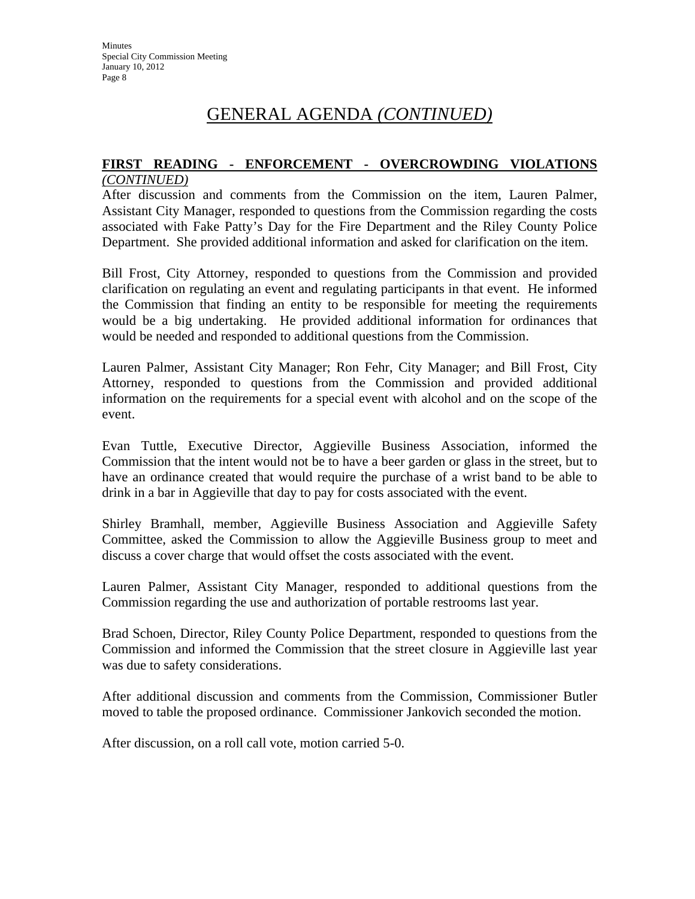# GENERAL AGENDA *(CONTINUED)*

**FIRST READING - ENFORCEMENT - OVERCROWDING VIOLATIONS** ***(CONTINUED)***

After discussion and comments from the Commission on the item, Lauren Palmer, Assistant City Manager, responded to questions from the Commission regarding the costs associated with Fake Patty's Day for the Fire Department and the Riley County Police Department. She provided additional information and asked for clarification on the item.

Bill Frost, City Attorney, responded to questions from the Commission and provided clarification on regulating an event and regulating participants in that event. He informed the Commission that finding an entity to be responsible for meeting the requirements would be a big undertaking. He provided additional information for ordinances that would be needed and responded to additional questions from the Commission.

Lauren Palmer, Assistant City Manager; Ron Fehr, City Manager; and Bill Frost, City Attorney, responded to questions from the Commission and provided additional information on the requirements for a special event with alcohol and on the scope of the event.

Evan Tuttle, Executive Director, Aggieville Business Association, informed the Commission that the intent would not be to have a beer garden or glass in the street, but to have an ordinance created that would require the purchase of a wrist band to be able to drink in a bar in Aggieville that day to pay for costs associated with the event.

Shirley Bramhall, member, Aggieville Business Association and Aggieville Safety Committee, asked the Commission to allow the Aggieville Business group to meet and discuss a cover charge that would offset the costs associated with the event.

Lauren Palmer, Assistant City Manager, responded to additional questions from the Commission regarding the use and authorization of portable restrooms last year.

Brad Schoen, Director, Riley County Police Department, responded to questions from the Commission and informed the Commission that the street closure in Aggieville last year was due to safety considerations.

After additional discussion and comments from the Commission, Commissioner Butler moved to table the proposed ordinance. Commissioner Jankovich seconded the motion.

After discussion, on a roll call vote, motion carried 5-0.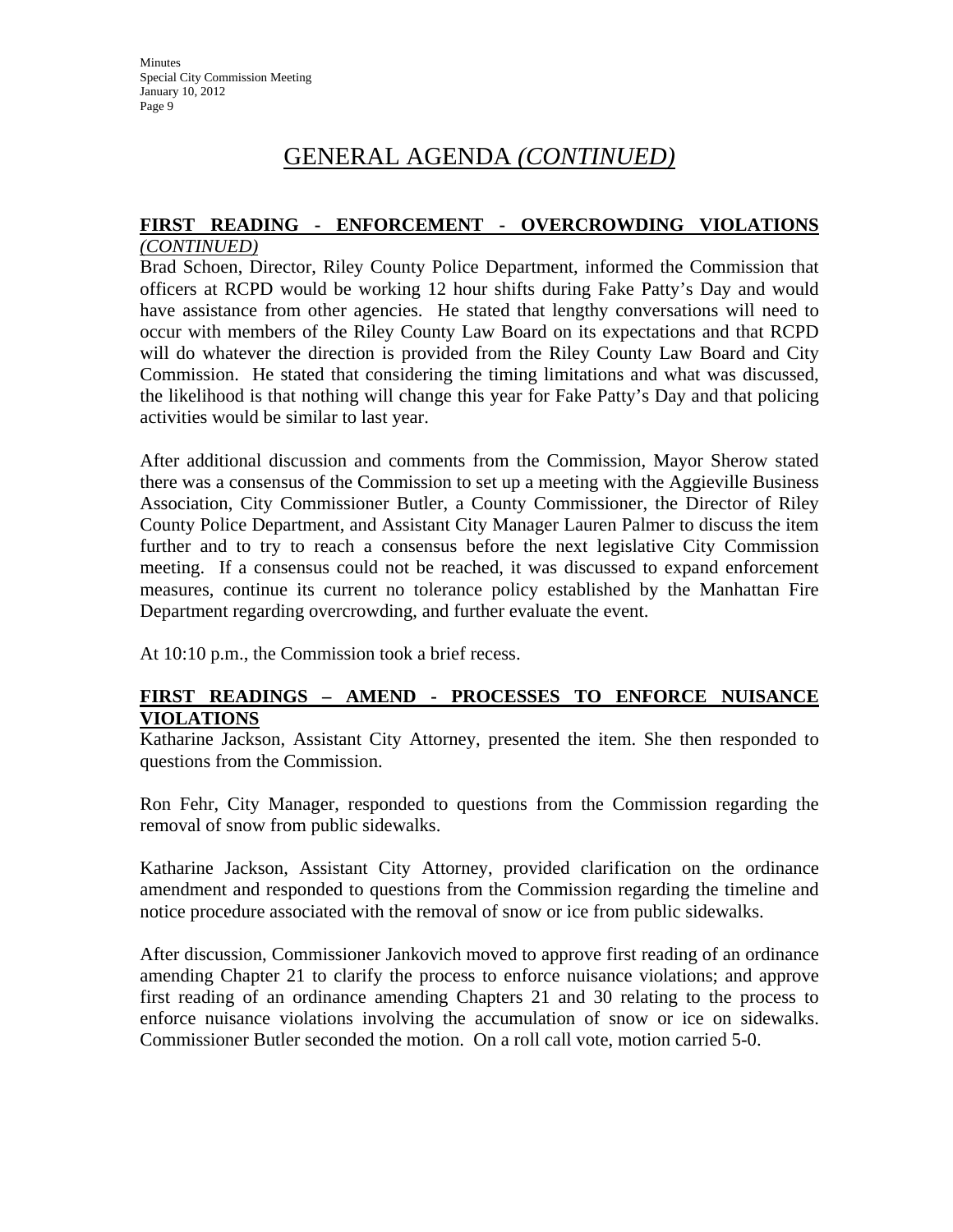# GENERAL AGENDA *(CONTINUED)*

**FIRST READING - ENFORCEMENT - OVERCROWDING VIOLATIONS** *(CONTINUED)*

Brad Schoen, Director, Riley County Police Department, informed the Commission that officers at RCPD would be working 12 hour shifts during Fake Patty's Day and would have assistance from other agencies. He stated that lengthy conversations will need to occur with members of the Riley County Law Board on its expectations and that RCPD will do whatever the direction is provided from the Riley County Law Board and City Commission. He stated that considering the timing limitations and what was discussed, the likelihood is that nothing will change this year for Fake Patty's Day and that policing activities would be similar to last year.

After additional discussion and comments from the Commission, Mayor Sherow stated there was a consensus of the Commission to set up a meeting with the Aggieville Business Association, City Commissioner Butler, a County Commissioner, the Director of Riley County Police Department, and Assistant City Manager Lauren Palmer to discuss the item further and to try to reach a consensus before the next legislative City Commission meeting. If a consensus could not be reached, it was discussed to expand enforcement measures, continue its current no tolerance policy established by the Manhattan Fire Department regarding overcrowding, and further evaluate the event.

At 10:10 p.m., the Commission took a brief recess.

**FIRST READINGS – AMEND - PROCESSES TO ENFORCE NUISANCE VIOLATIONS**

Katharine Jackson, Assistant City Attorney, presented the item. She then responded to questions from the Commission.

Ron Fehr, City Manager, responded to questions from the Commission regarding the removal of snow from public sidewalks.

Katharine Jackson, Assistant City Attorney, provided clarification on the ordinance amendment and responded to questions from the Commission regarding the timeline and notice procedure associated with the removal of snow or ice from public sidewalks.

After discussion, Commissioner Jankovich moved to approve first reading of an ordinance amending Chapter 21 to clarify the process to enforce nuisance violations; and approve first reading of an ordinance amending Chapters 21 and 30 relating to the process to enforce nuisance violations involving the accumulation of snow or ice on sidewalks. Commissioner Butler seconded the motion. On a roll call vote, motion carried 5-0.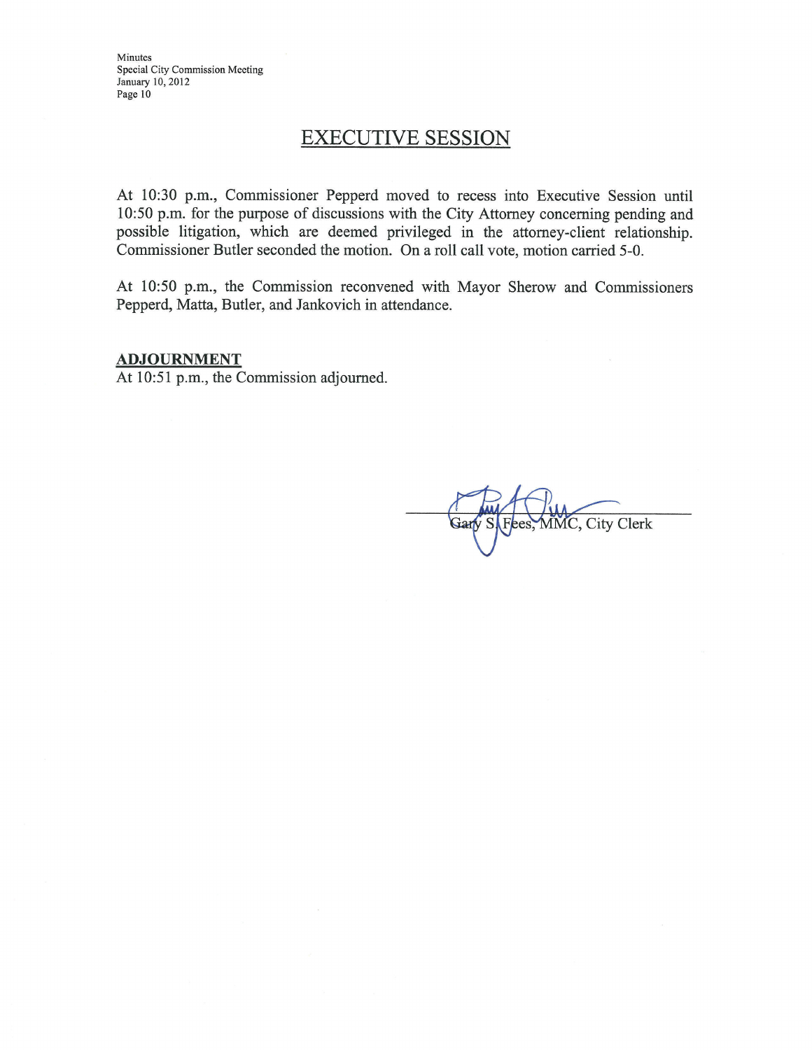## EXECUTIVE SESSION

At 10:30 p.m., Commissioner Pepperd moved to recess into Executive Session until 10:50 p.m. for the purpose of discussions with the City Attorney concerning pending and possible litigation, which are deemed privileged in the attorney-client relationship. Commissioner Butler seconded the motion. On a roll call vote, motion carried 5-0.

At 10:50 p.m., the Commission reconvened with Mayor Sherow and Commissioners Pepperd, Matta, Butler, and Jankovich in attendance.

**ADJOURNMENT**

At 10:51 p.m., the Commission adjourned.

Gary S. Fees, MMC, City Clerk